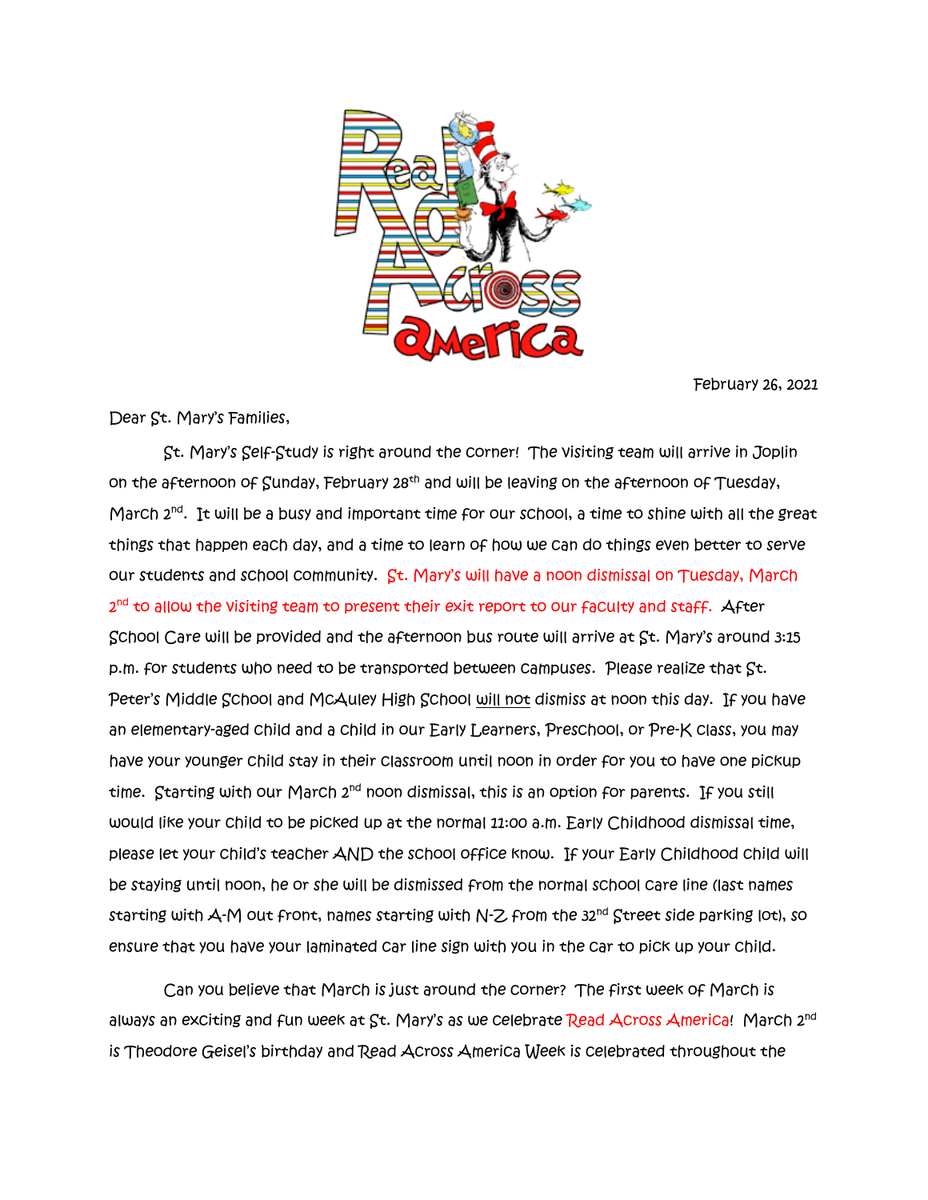February 26, 2021

Dear St. Mary's Families,

St. Mary's Self-Study is right around the corner! The visiting team will arrive in Joplin on the afternoon of Sunday, February 28th and will be leaving on the afternoon of Tuesday, March 2nd. It will be a busy and important time for our school, a time to shine with all the great things that happen each day, and a time to learn of how we can do things even better to serve our students and school community. St. Mary's will have a noon dismissal on Tuesday, March 2nd to allow the visiting team to present their exit report to our faculty and staff. After School Care will be provided and the afternoon bus route will arrive at St. Mary's around 3:15 p.m. for students who need to be transported between campuses. Please realize that St. Peter's Middle School and McAuley High School will not dismiss at noon this day. If you have an elementary-aged child and a child in our Early Learners, Preschool, or Pre-K class, you may have your younger child stay in their classroom until noon in order for you to have one pickup time. Starting with our March 2nd noon dismissal, this is an option for parents. If you still would like your child to be picked up at the normal 11:00 a.m. Early Childhood dismissal time, please let your child's teacher AND the school office know. If your Early Childhood child will be staying until noon, he or she will be dismissed from the normal school care line (last names starting with A-M out front, names starting with N-Z from the 32nd Street side parking lot), so ensure that you have your laminated car line sign with you in the car to pick up your child.

Can you believe that March is just around the corner? The first week of March is always an exciting and fun week at St. Mary's as we celebrate Read Across America! March 2nd is Theodore Geisel's birthday and Read Across America Week is celebrated throughout the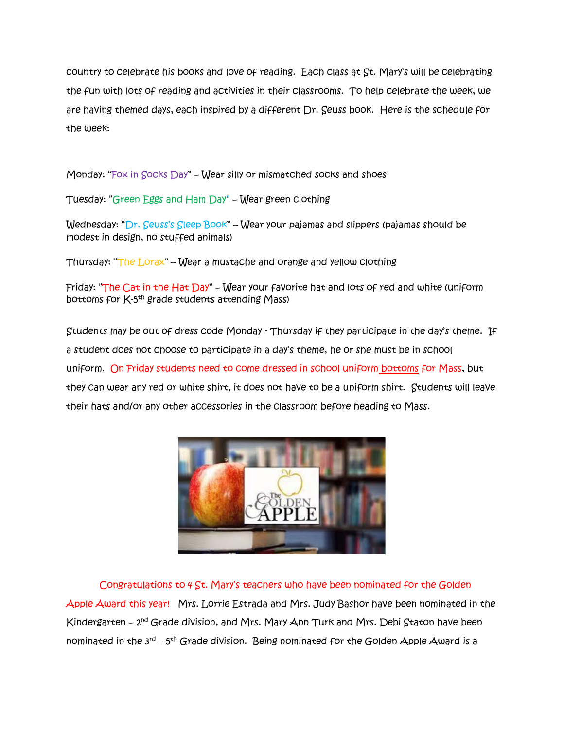country to celebrate his books and love of reading. Each class at St. Mary's will be celebrating the fun with lots of reading and activities in their classrooms. To help celebrate the week, we are having themed days, each inspired by a different Dr. Seuss book. Here is the schedule for the week:

Monday: "Fox in Socks Day" – Wear silly or mismatched socks and shoes

Tuesday: "Green Eggs and Ham Day" – Wear green clothing

Wednesday: "Dr. Seuss's Sleep Book" – Wear your pajamas and slippers (pajamas should be modest in design, no stuffed animals)

Thursday: "The Lorax" – Wear a mustache and orange and yellow clothing

Friday: "The Cat in the Hat Day" – Wear your favorite hat and lots of red and white (uniform bottoms for K-5th grade students attending Mass)

Students may be out of dress code Monday - Thursday if they participate in the day's theme. If a student does not choose to participate in a day's theme, he or she must be in school uniform. On Friday students need to come dressed in school uniform bottoms for Mass, but they can wear any red or white shirt, it does not have to be a uniform shirt. Students will leave their hats and/or any other accessories in the classroom before heading to Mass.

Congratulations to 4 St. Mary's teachers who have been nominated for the Golden Apple Award this year! Mrs. Lorrie Estrada and Mrs. Judy Bashor have been nominated in the Kindergarten – 2nd Grade division, and Mrs. Mary Ann Turk and Mrs. Debi Staton have been nominated in the 3rd – 5th Grade division. Being nominated for the Golden Apple Award is a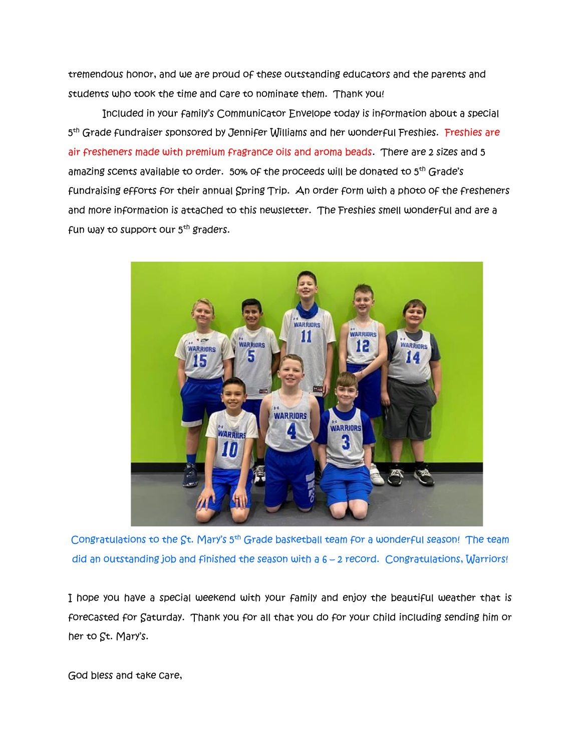tremendous honor, and we are proud of these outstanding educators and the parents and students who took the time and care to nominate them. Thank you!

Included in your family's Communicator Envelope today is information about a special 5th Grade fundraiser sponsored by Jennifer Williams and her wonderful Freshies. Freshies are air fresheners made with premium fragrance oils and aroma beads. There are 2 sizes and 5 amazing scents available to order. 50% of the proceeds will be donated to 5th Grade's fundraising efforts for their annual Spring Trip. An order form with a photo of the fresheners and more information is attached to this newsletter. The Freshies smell wonderful and are a fun way to support our 5th graders.

Congratulations to the St. Mary's 5th Grade basketball team for a wonderful season! The team did an outstanding job and finished the season with a 6 – 2 record. Congratulations, Warriors!

I hope you have a special weekend with your family and enjoy the beautiful weather that is forecasted for Saturday. Thank you for all that you do for your child including sending him or her to St. Mary's.

God bless and take care,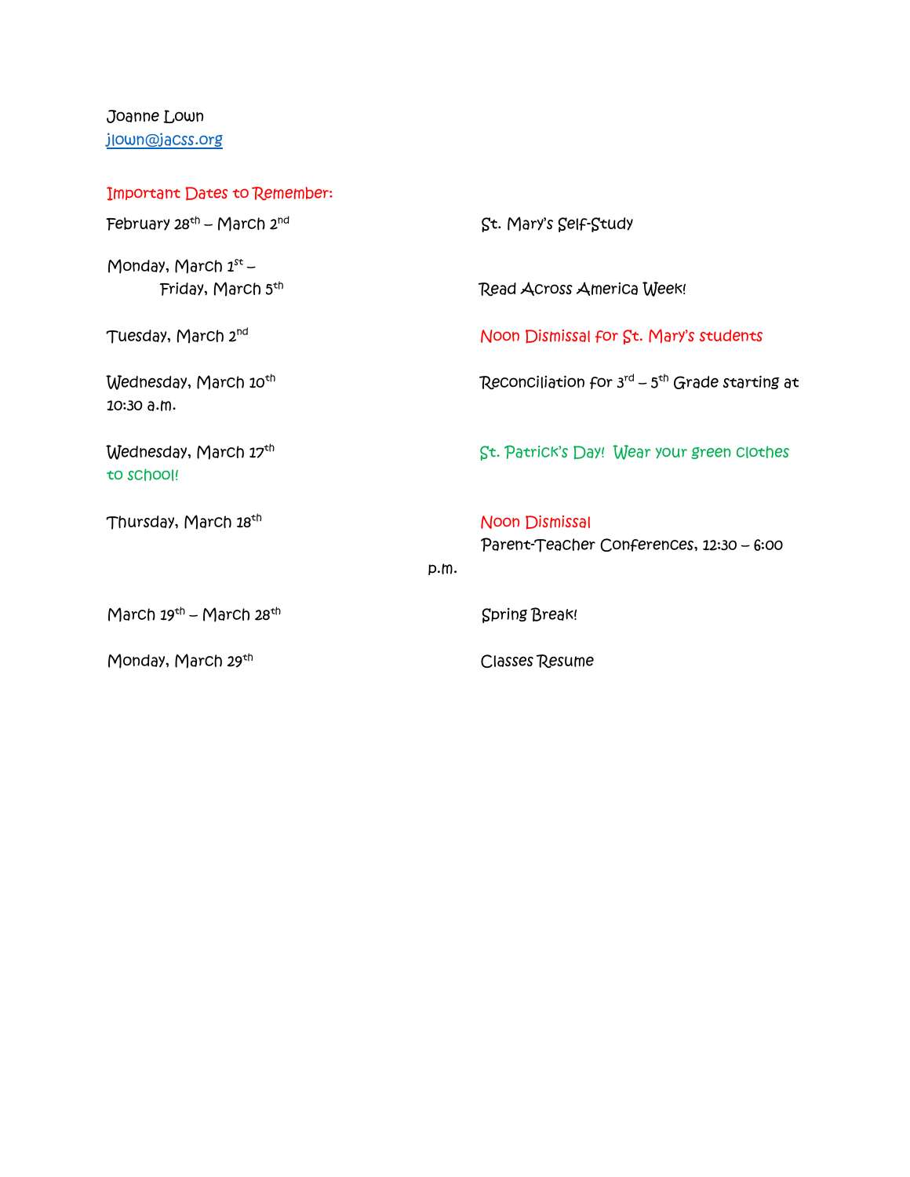Joanne Lown
jlown@jacss.org

Important Dates to Remember:

| | |
|---|---|
| February 28th – March 2nd | St. Mary's Self-Study |
| Monday, March 1st – Friday, March 5th | Read Across America Week! |
| Tuesday, March 2nd | Noon Dismissal for St. Mary's students |
| Wednesday, March 10th | Reconciliation for 3rd – 5th Grade starting at 10:30 a.m. |
| Wednesday, March 17th | St. Patrick's Day! Wear your green clothes to school! |
| Thursday, March 18th | Noon Dismissal<br>Parent-Teacher Conferences, 12:30 – 6:00 p.m. |
| March 19th – March 28th | Spring Break! |
| Monday, March 29th | Classes Resume |